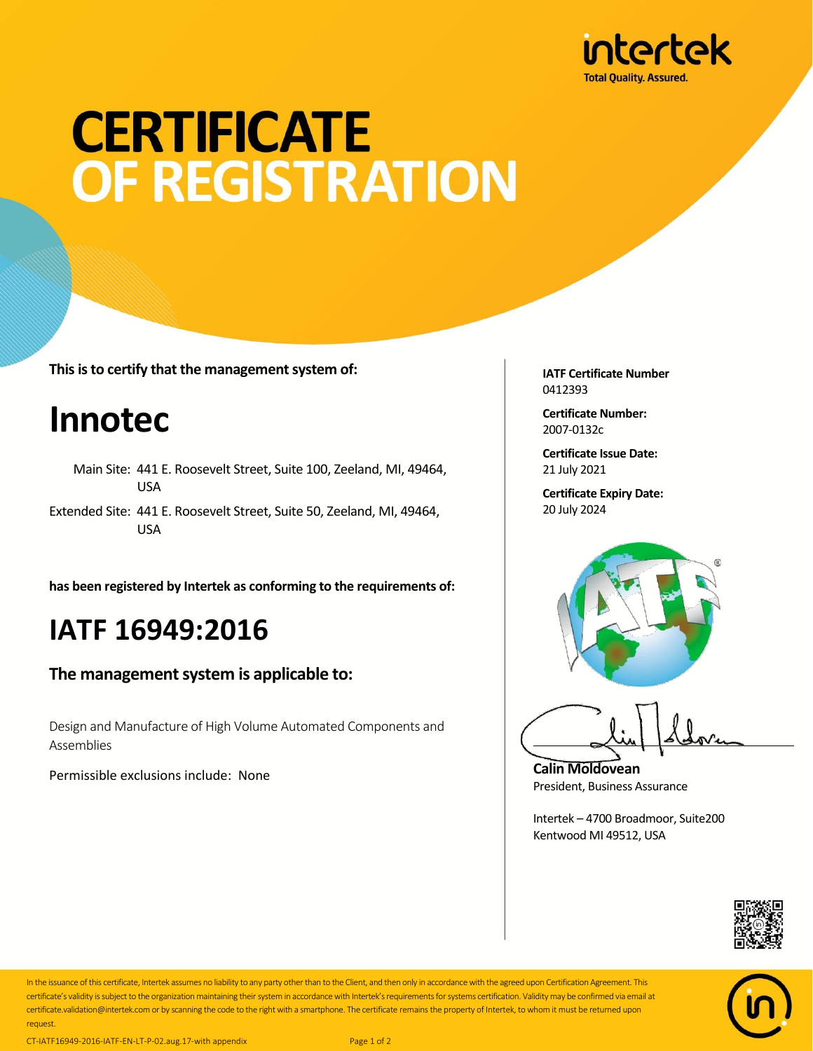intertek
Total Quality. Assured.

# CERTIFICATE OF REGISTRATION

**This is to certify that the management system of:**

# Innotec

Main Site: 441 E. Roosevelt Street, Suite 100, Zeeland, MI, 49464, USA

Extended Site: 441 E. Roosevelt Street, Suite 50, Zeeland, MI, 49464, USA

**has been registered by Intertek as conforming to the requirements of:**

# IATF 16949:2016

### The management system is applicable to:

Design and Manufacture of High Volume Automated Components and Assemblies

Permissible exclusions include: None

**IATF Certificate Number**
0412393

**Certificate Number:**
2007-0132c

**Certificate Issue Date:**
21 July 2021

**Certificate Expiry Date:**
20 July 2024

**Calin Moldovean**
President, Business Assurance

Intertek – 4700 Broadmoor, Suite200
Kentwood MI 49512, USA

In the issuance of this certificate, Intertek assumes no liability to any party other than to the Client, and then only in accordance with the agreed upon Certification Agreement. This certificate's validity is subject to the organization maintaining their system in accordance with Intertek's requirements for systems certification. Validity may be confirmed via email at certificate.validation@intertek.com or by scanning the code to the right with a smartphone. The certificate remains the property of Intertek, to whom it must be returned upon request.

CT-IATF16949-2016-IATF-EN-LT-P-02.aug.17-with appendix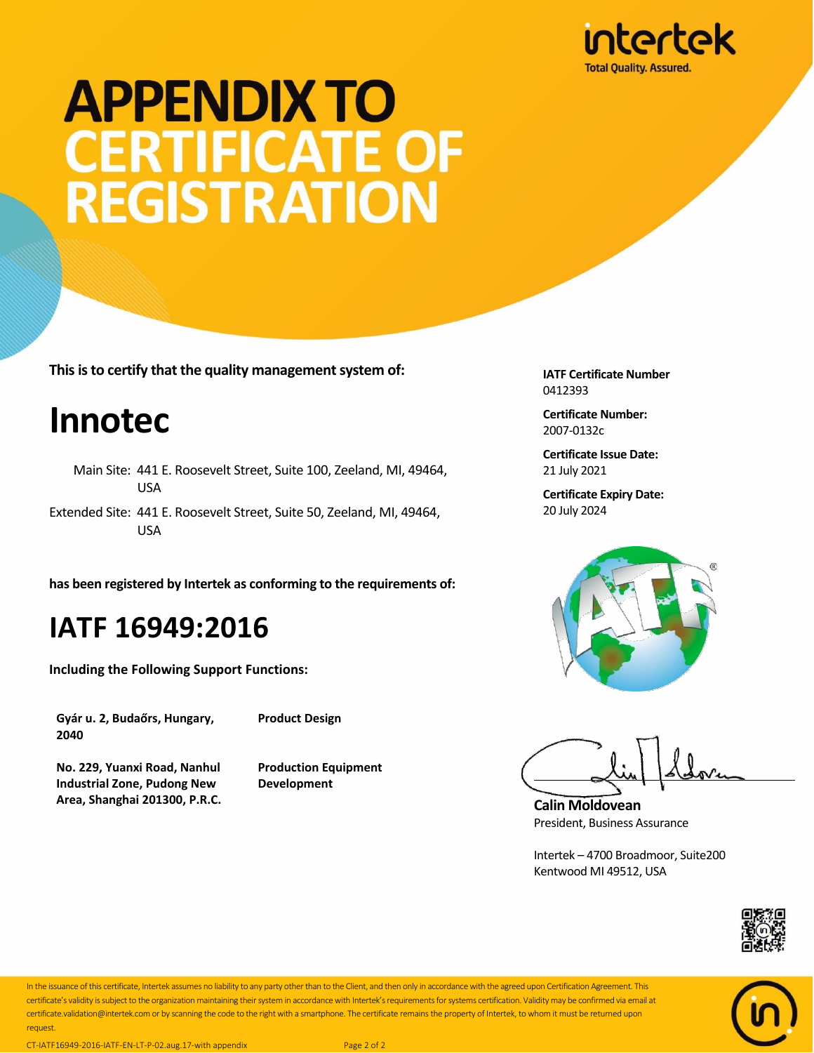intertek
Total Quality. Assured.

# APPENDIX TO CERTIFICATE OF REGISTRATION

**This is to certify that the quality management system of:**

## Innotec

Main Site: 441 E. Roosevelt Street, Suite 100, Zeeland, MI, 49464, USA

Extended Site: 441 E. Roosevelt Street, Suite 50, Zeeland, MI, 49464, USA

**has been registered by Intertek as conforming to the requirements of:**

## IATF 16949:2016

**Including the Following Support Functions:**

| | |
|---|---|
| **Gyár u. 2, Budaőrs, Hungary, 2040** | **Product Design** |
| **No. 229, Yuanxi Road, Nanhul Industrial Zone, Pudong New Area, Shanghai 201300, P.R.C.** | **Production Equipment Development** |

**IATF Certificate Number**
0412393

**Certificate Number:**
2007-0132c

**Certificate Issue Date:**
21 July 2021

**Certificate Expiry Date:**
20 July 2024

**Calin Moldovean**
President, Business Assurance

Intertek – 4700 Broadmoor, Suite200
Kentwood MI 49512, USA

In the issuance of this certificate, Intertek assumes no liability to any party other than to the Client, and then only in accordance with the agreed upon Certification Agreement. This certificate's validity is subject to the organization maintaining their system in accordance with Intertek's requirements for systems certification. Validity may be confirmed via email at certificate.validation@intertek.com or by scanning the code to the right with a smartphone. The certificate remains the property of Intertek, to whom it must be returned upon request.

CT-IATF16949-2016-IATF-EN-LT-P-02.aug.17-with appendix